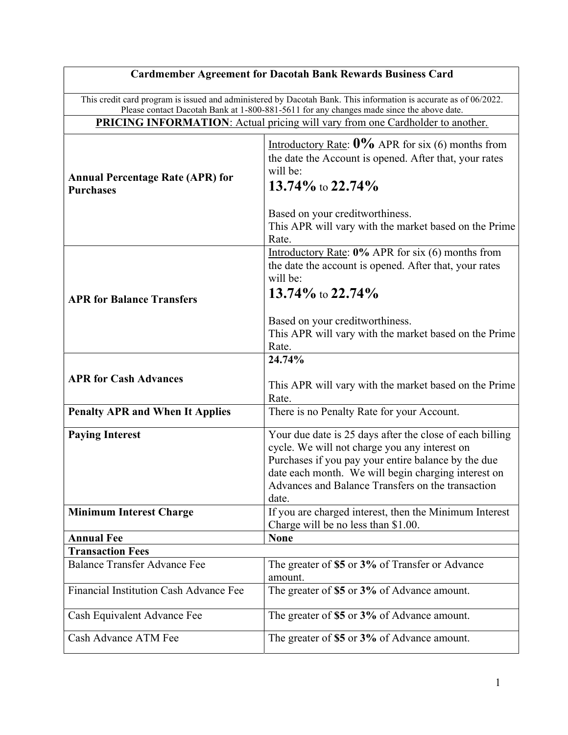# Cardmember Agreement for Dacotah Bank Rewards Business Card

This credit card program is issued and administered by Dacotah Bank. This information is accurate as of 06/2022. Please contact Dacotah Bank at 1-800-881-5611 for any changes made since the above date.

**PRICING INFORMATION**: Actual pricing will vary from one Cardholder to another.

| | |
|---|---|
| **Annual Percentage Rate (APR) for Purchases** | Introductory Rate: **0%** APR for six (6) months from the date the Account is opened. After that, your rates will be: **13.74%** to **22.74%** Based on your creditworthiness. This APR will vary with the market based on the Prime Rate. |
| **APR for Balance Transfers** | Introductory Rate: **0%** APR for six (6) months from the date the account is opened. After that, your rates will be: **13.74%** to **22.74%** Based on your creditworthiness. This APR will vary with the market based on the Prime Rate. |
| **APR for Cash Advances** | **24.74%** This APR will vary with the market based on the Prime Rate. |
| **Penalty APR and When It Applies** | There is no Penalty Rate for your Account. |
| **Paying Interest** | Your due date is 25 days after the close of each billing cycle. We will not charge you any interest on Purchases if you pay your entire balance by the due date each month. We will begin charging interest on Advances and Balance Transfers on the transaction date. |
| **Minimum Interest Charge** | If you are charged interest, then the Minimum Interest Charge will be no less than $1.00. |
| **Annual Fee** | **None** |
| **Transaction Fees** | |
| Balance Transfer Advance Fee | The greater of **$5** or **3%** of Transfer or Advance amount. |
| Financial Institution Cash Advance Fee | The greater of **$5** or **3%** of Advance amount. |
| Cash Equivalent Advance Fee | The greater of **$5** or **3%** of Advance amount. |
| Cash Advance ATM Fee | The greater of **$5** or **3%** of Advance amount. |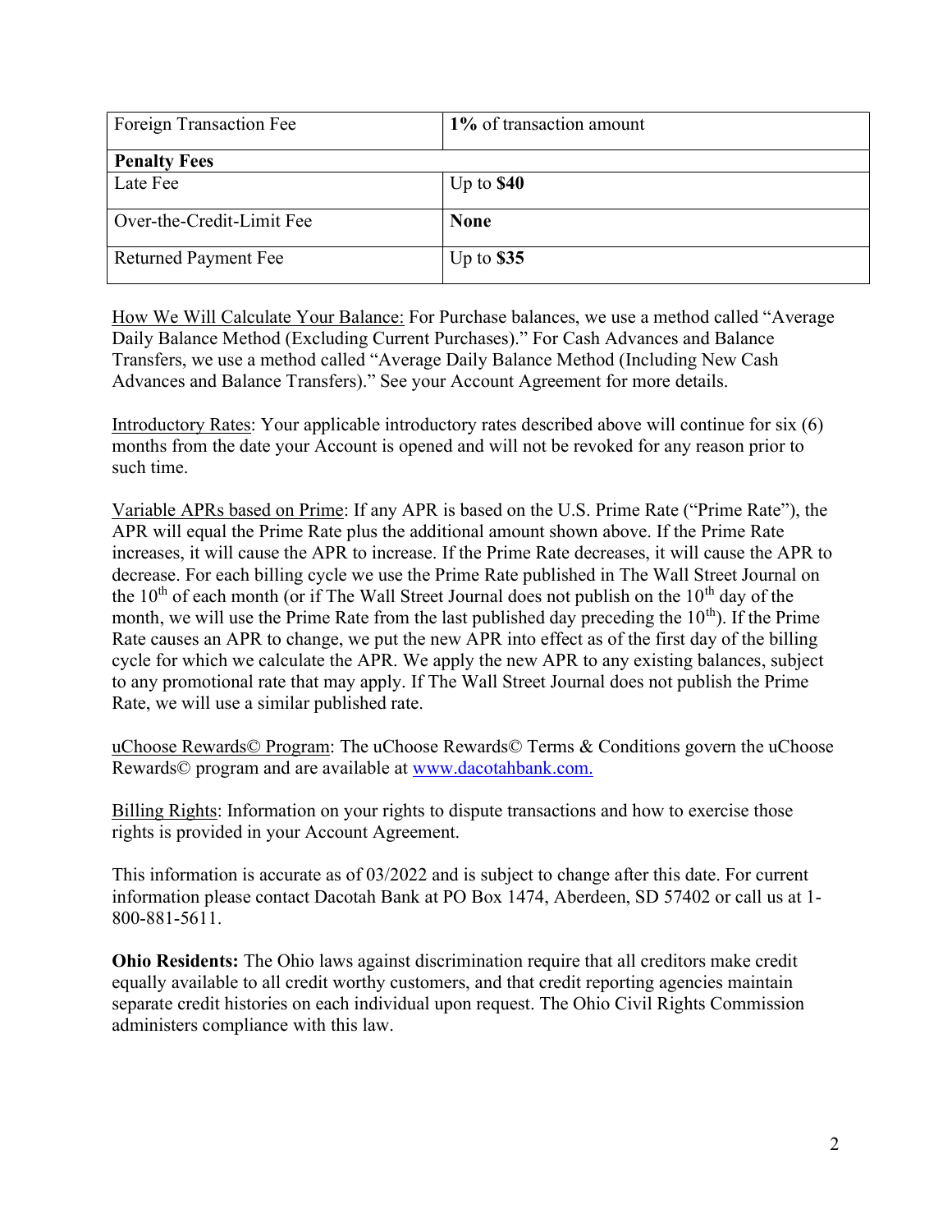| Foreign Transaction Fee | **1%** of transaction amount |
|---|---|
| **Penalty Fees** | |
| Late Fee | Up to **$40** |
| Over-the-Credit-Limit Fee | **None** |
| Returned Payment Fee | Up to **$35** |

How We Will Calculate Your Balance: For Purchase balances, we use a method called "Average Daily Balance Method (Excluding Current Purchases)." For Cash Advances and Balance Transfers, we use a method called "Average Daily Balance Method (Including New Cash Advances and Balance Transfers)." See your Account Agreement for more details.

Introductory Rates: Your applicable introductory rates described above will continue for six (6) months from the date your Account is opened and will not be revoked for any reason prior to such time.

Variable APRs based on Prime: If any APR is based on the U.S. Prime Rate ("Prime Rate"), the APR will equal the Prime Rate plus the additional amount shown above. If the Prime Rate increases, it will cause the APR to increase. If the Prime Rate decreases, it will cause the APR to decrease. For each billing cycle we use the Prime Rate published in The Wall Street Journal on the 10th of each month (or if The Wall Street Journal does not publish on the 10th day of the month, we will use the Prime Rate from the last published day preceding the 10th). If the Prime Rate causes an APR to change, we put the new APR into effect as of the first day of the billing cycle for which we calculate the APR. We apply the new APR to any existing balances, subject to any promotional rate that may apply. If The Wall Street Journal does not publish the Prime Rate, we will use a similar published rate.

uChoose Rewards© Program: The uChoose Rewards© Terms & Conditions govern the uChoose Rewards© program and are available at www.dacotahbank.com.

Billing Rights: Information on your rights to dispute transactions and how to exercise those rights is provided in your Account Agreement.

This information is accurate as of 03/2022 and is subject to change after this date. For current information please contact Dacotah Bank at PO Box 1474, Aberdeen, SD 57402 or call us at 1-800-881-5611.

**Ohio Residents:** The Ohio laws against discrimination require that all creditors make credit equally available to all credit worthy customers, and that credit reporting agencies maintain separate credit histories on each individual upon request. The Ohio Civil Rights Commission administers compliance with this law.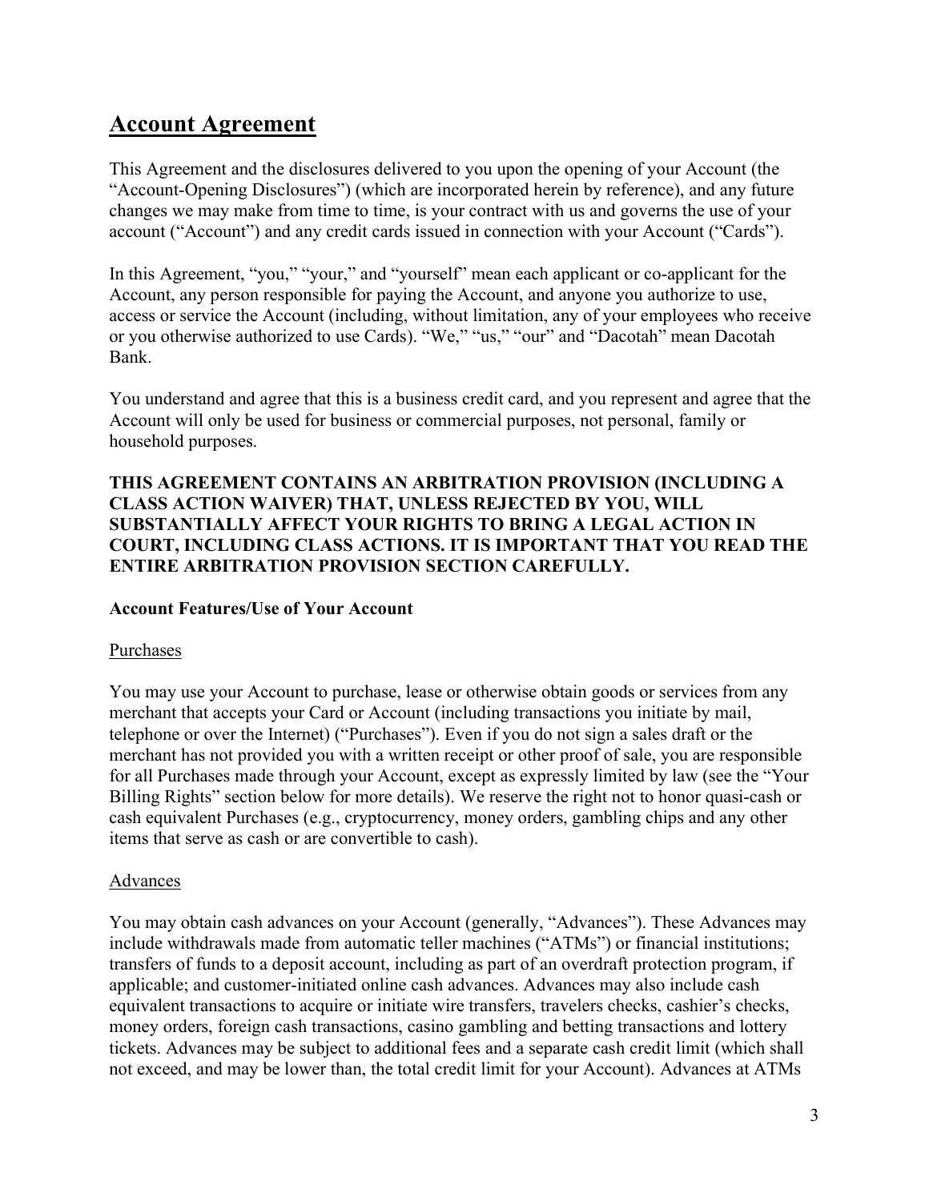# Account Agreement

This Agreement and the disclosures delivered to you upon the opening of your Account (the "Account-Opening Disclosures") (which are incorporated herein by reference), and any future changes we may make from time to time, is your contract with us and governs the use of your account ("Account") and any credit cards issued in connection with your Account ("Cards").

In this Agreement, "you," "your," and "yourself" mean each applicant or co-applicant for the Account, any person responsible for paying the Account, and anyone you authorize to use, access or service the Account (including, without limitation, any of your employees who receive or you otherwise authorized to use Cards). "We," "us," "our" and "Dacotah" mean Dacotah Bank.

You understand and agree that this is a business credit card, and you represent and agree that the Account will only be used for business or commercial purposes, not personal, family or household purposes.

**THIS AGREEMENT CONTAINS AN ARBITRATION PROVISION (INCLUDING A CLASS ACTION WAIVER) THAT, UNLESS REJECTED BY YOU, WILL SUBSTANTIALLY AFFECT YOUR RIGHTS TO BRING A LEGAL ACTION IN COURT, INCLUDING CLASS ACTIONS. IT IS IMPORTANT THAT YOU READ THE ENTIRE ARBITRATION PROVISION SECTION CAREFULLY.**

**Account Features/Use of Your Account**

<u>Purchases</u>

You may use your Account to purchase, lease or otherwise obtain goods or services from any merchant that accepts your Card or Account (including transactions you initiate by mail, telephone or over the Internet) ("Purchases"). Even if you do not sign a sales draft or the merchant has not provided you with a written receipt or other proof of sale, you are responsible for all Purchases made through your Account, except as expressly limited by law (see the "Your Billing Rights" section below for more details). We reserve the right not to honor quasi-cash or cash equivalent Purchases (e.g., cryptocurrency, money orders, gambling chips and any other items that serve as cash or are convertible to cash).

<u>Advances</u>

You may obtain cash advances on your Account (generally, "Advances"). These Advances may include withdrawals made from automatic teller machines ("ATMs") or financial institutions; transfers of funds to a deposit account, including as part of an overdraft protection program, if applicable; and customer-initiated online cash advances. Advances may also include cash equivalent transactions to acquire or initiate wire transfers, travelers checks, cashier's checks, money orders, foreign cash transactions, casino gambling and betting transactions and lottery tickets. Advances may be subject to additional fees and a separate cash credit limit (which shall not exceed, and may be lower than, the total credit limit for your Account). Advances at ATMs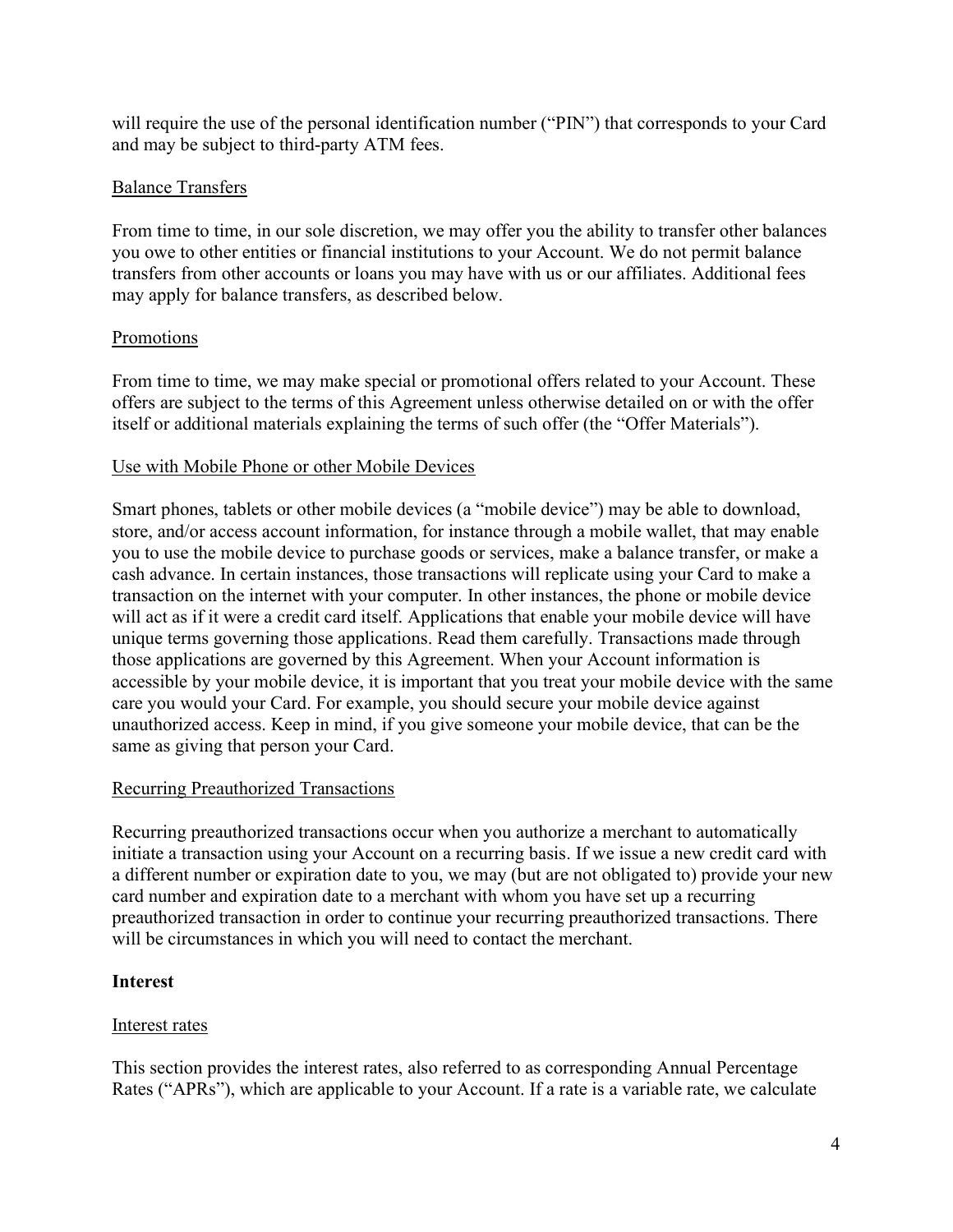will require the use of the personal identification number ("PIN") that corresponds to your Card and may be subject to third-party ATM fees.

Balance Transfers

From time to time, in our sole discretion, we may offer you the ability to transfer other balances you owe to other entities or financial institutions to your Account. We do not permit balance transfers from other accounts or loans you may have with us or our affiliates. Additional fees may apply for balance transfers, as described below.

Promotions

From time to time, we may make special or promotional offers related to your Account. These offers are subject to the terms of this Agreement unless otherwise detailed on or with the offer itself or additional materials explaining the terms of such offer (the "Offer Materials").

Use with Mobile Phone or other Mobile Devices

Smart phones, tablets or other mobile devices (a "mobile device") may be able to download, store, and/or access account information, for instance through a mobile wallet, that may enable you to use the mobile device to purchase goods or services, make a balance transfer, or make a cash advance. In certain instances, those transactions will replicate using your Card to make a transaction on the internet with your computer. In other instances, the phone or mobile device will act as if it were a credit card itself. Applications that enable your mobile device will have unique terms governing those applications. Read them carefully. Transactions made through those applications are governed by this Agreement. When your Account information is accessible by your mobile device, it is important that you treat your mobile device with the same care you would your Card. For example, you should secure your mobile device against unauthorized access. Keep in mind, if you give someone your mobile device, that can be the same as giving that person your Card.

Recurring Preauthorized Transactions

Recurring preauthorized transactions occur when you authorize a merchant to automatically initiate a transaction using your Account on a recurring basis. If we issue a new credit card with a different number or expiration date to you, we may (but are not obligated to) provide your new card number and expiration date to a merchant with whom you have set up a recurring preauthorized transaction in order to continue your recurring preauthorized transactions. There will be circumstances in which you will need to contact the merchant.

## Interest

Interest rates

This section provides the interest rates, also referred to as corresponding Annual Percentage Rates ("APRs"), which are applicable to your Account. If a rate is a variable rate, we calculate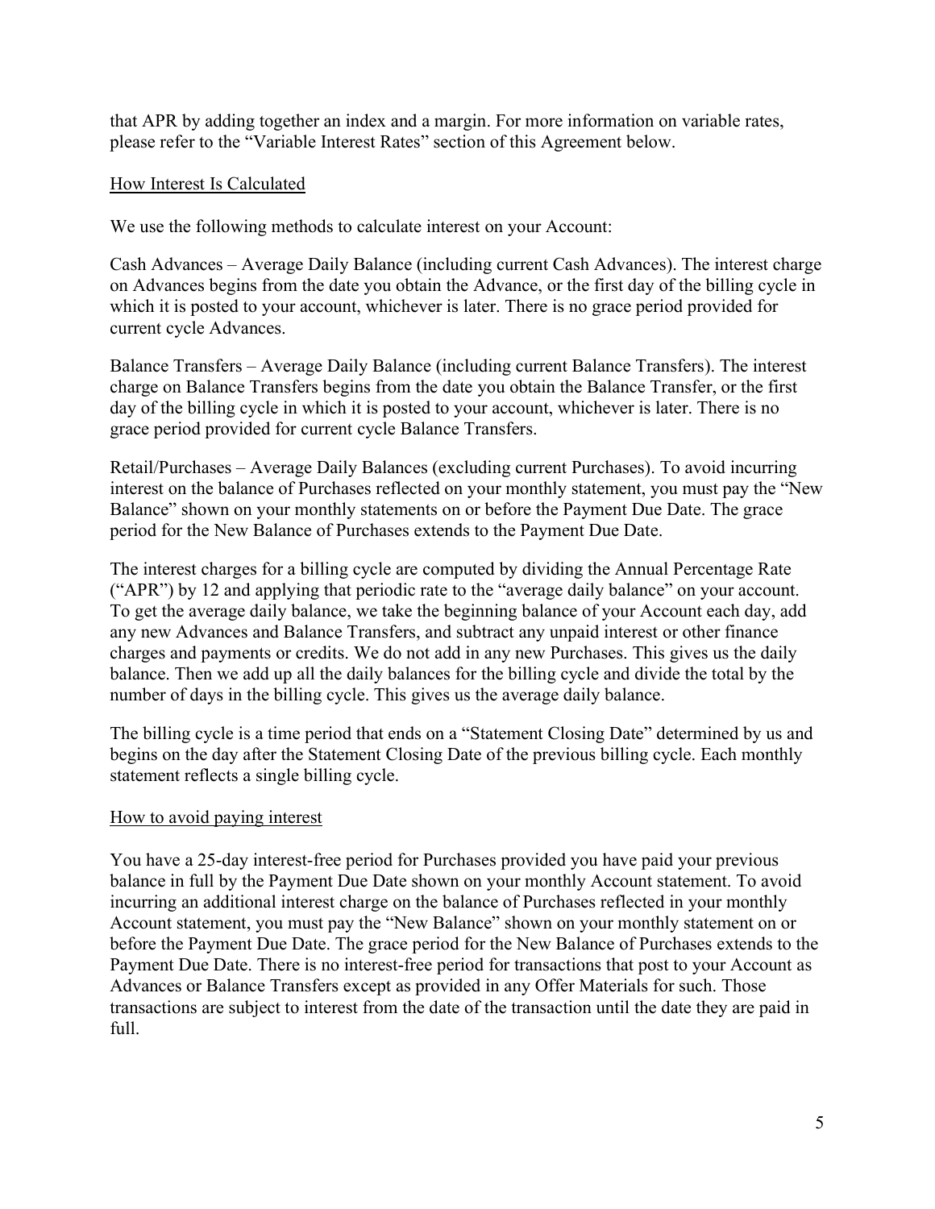that APR by adding together an index and a margin. For more information on variable rates, please refer to the "Variable Interest Rates" section of this Agreement below.

### How Interest Is Calculated

We use the following methods to calculate interest on your Account:

Cash Advances – Average Daily Balance (including current Cash Advances). The interest charge on Advances begins from the date you obtain the Advance, or the first day of the billing cycle in which it is posted to your account, whichever is later. There is no grace period provided for current cycle Advances.

Balance Transfers – Average Daily Balance (including current Balance Transfers). The interest charge on Balance Transfers begins from the date you obtain the Balance Transfer, or the first day of the billing cycle in which it is posted to your account, whichever is later. There is no grace period provided for current cycle Balance Transfers.

Retail/Purchases – Average Daily Balances (excluding current Purchases). To avoid incurring interest on the balance of Purchases reflected on your monthly statement, you must pay the "New Balance" shown on your monthly statements on or before the Payment Due Date. The grace period for the New Balance of Purchases extends to the Payment Due Date.

The interest charges for a billing cycle are computed by dividing the Annual Percentage Rate ("APR") by 12 and applying that periodic rate to the "average daily balance" on your account. To get the average daily balance, we take the beginning balance of your Account each day, add any new Advances and Balance Transfers, and subtract any unpaid interest or other finance charges and payments or credits. We do not add in any new Purchases. This gives us the daily balance. Then we add up all the daily balances for the billing cycle and divide the total by the number of days in the billing cycle. This gives us the average daily balance.

The billing cycle is a time period that ends on a "Statement Closing Date" determined by us and begins on the day after the Statement Closing Date of the previous billing cycle. Each monthly statement reflects a single billing cycle.

### How to avoid paying interest

You have a 25-day interest-free period for Purchases provided you have paid your previous balance in full by the Payment Due Date shown on your monthly Account statement. To avoid incurring an additional interest charge on the balance of Purchases reflected in your monthly Account statement, you must pay the "New Balance" shown on your monthly statement on or before the Payment Due Date. The grace period for the New Balance of Purchases extends to the Payment Due Date. There is no interest-free period for transactions that post to your Account as Advances or Balance Transfers except as provided in any Offer Materials for such. Those transactions are subject to interest from the date of the transaction until the date they are paid in full.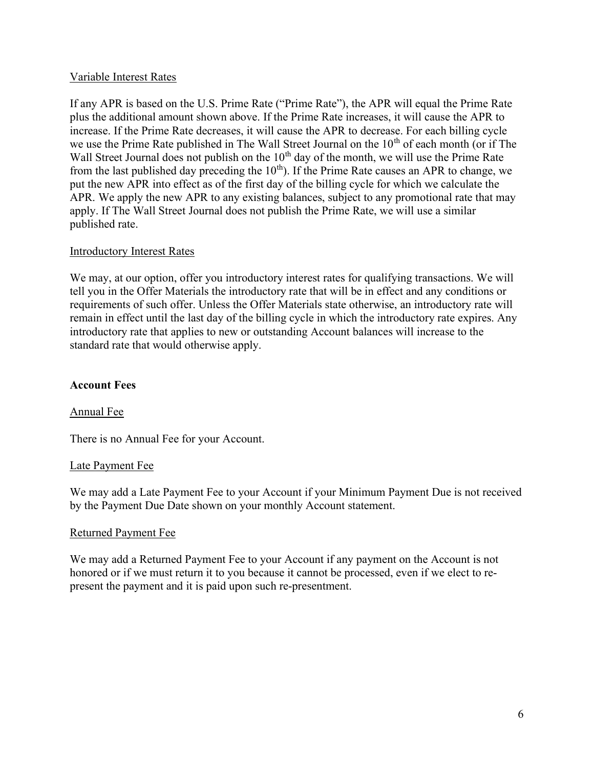Variable Interest Rates

If any APR is based on the U.S. Prime Rate ("Prime Rate"), the APR will equal the Prime Rate plus the additional amount shown above. If the Prime Rate increases, it will cause the APR to increase. If the Prime Rate decreases, it will cause the APR to decrease. For each billing cycle we use the Prime Rate published in The Wall Street Journal on the 10th of each month (or if The Wall Street Journal does not publish on the 10th day of the month, we will use the Prime Rate from the last published day preceding the 10th). If the Prime Rate causes an APR to change, we put the new APR into effect as of the first day of the billing cycle for which we calculate the APR. We apply the new APR to any existing balances, subject to any promotional rate that may apply. If The Wall Street Journal does not publish the Prime Rate, we will use a similar published rate.

Introductory Interest Rates

We may, at our option, offer you introductory interest rates for qualifying transactions. We will tell you in the Offer Materials the introductory rate that will be in effect and any conditions or requirements of such offer. Unless the Offer Materials state otherwise, an introductory rate will remain in effect until the last day of the billing cycle in which the introductory rate expires. Any introductory rate that applies to new or outstanding Account balances will increase to the standard rate that would otherwise apply.

**Account Fees**

Annual Fee

There is no Annual Fee for your Account.

Late Payment Fee

We may add a Late Payment Fee to your Account if your Minimum Payment Due is not received by the Payment Due Date shown on your monthly Account statement.

Returned Payment Fee

We may add a Returned Payment Fee to your Account if any payment on the Account is not honored or if we must return it to you because it cannot be processed, even if we elect to re-present the payment and it is paid upon such re-presentment.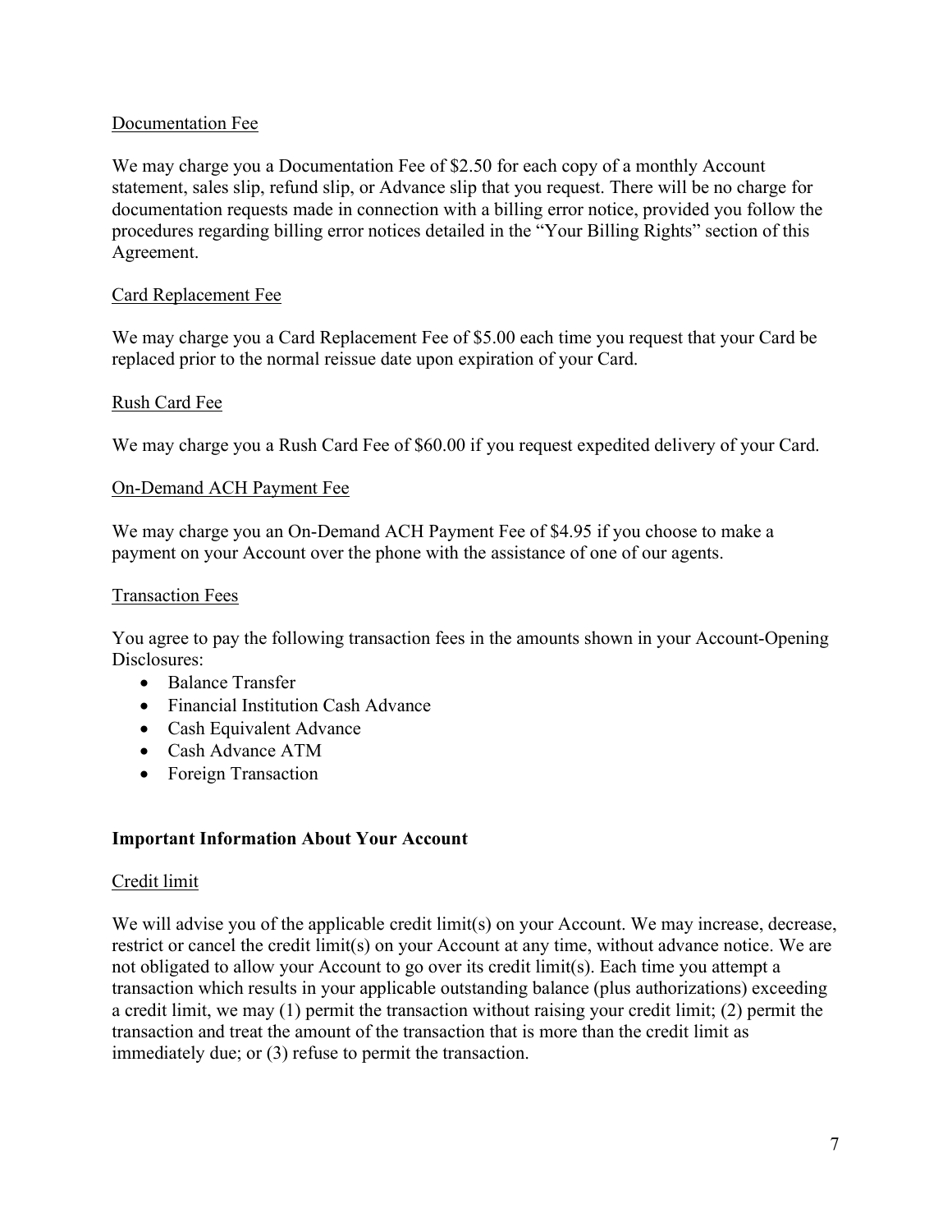Documentation Fee

We may charge you a Documentation Fee of $2.50 for each copy of a monthly Account statement, sales slip, refund slip, or Advance slip that you request. There will be no charge for documentation requests made in connection with a billing error notice, provided you follow the procedures regarding billing error notices detailed in the "Your Billing Rights" section of this Agreement.

Card Replacement Fee

We may charge you a Card Replacement Fee of $5.00 each time you request that your Card be replaced prior to the normal reissue date upon expiration of your Card.

Rush Card Fee

We may charge you a Rush Card Fee of $60.00 if you request expedited delivery of your Card.

On-Demand ACH Payment Fee

We may charge you an On-Demand ACH Payment Fee of $4.95 if you choose to make a payment on your Account over the phone with the assistance of one of our agents.

Transaction Fees

You agree to pay the following transaction fees in the amounts shown in your Account-Opening Disclosures:

- Balance Transfer
- Financial Institution Cash Advance
- Cash Equivalent Advance
- Cash Advance ATM
- Foreign Transaction

## Important Information About Your Account

Credit limit

We will advise you of the applicable credit limit(s) on your Account. We may increase, decrease, restrict or cancel the credit limit(s) on your Account at any time, without advance notice. We are not obligated to allow your Account to go over its credit limit(s). Each time you attempt a transaction which results in your applicable outstanding balance (plus authorizations) exceeding a credit limit, we may (1) permit the transaction without raising your credit limit; (2) permit the transaction and treat the amount of the transaction that is more than the credit limit as immediately due; or (3) refuse to permit the transaction.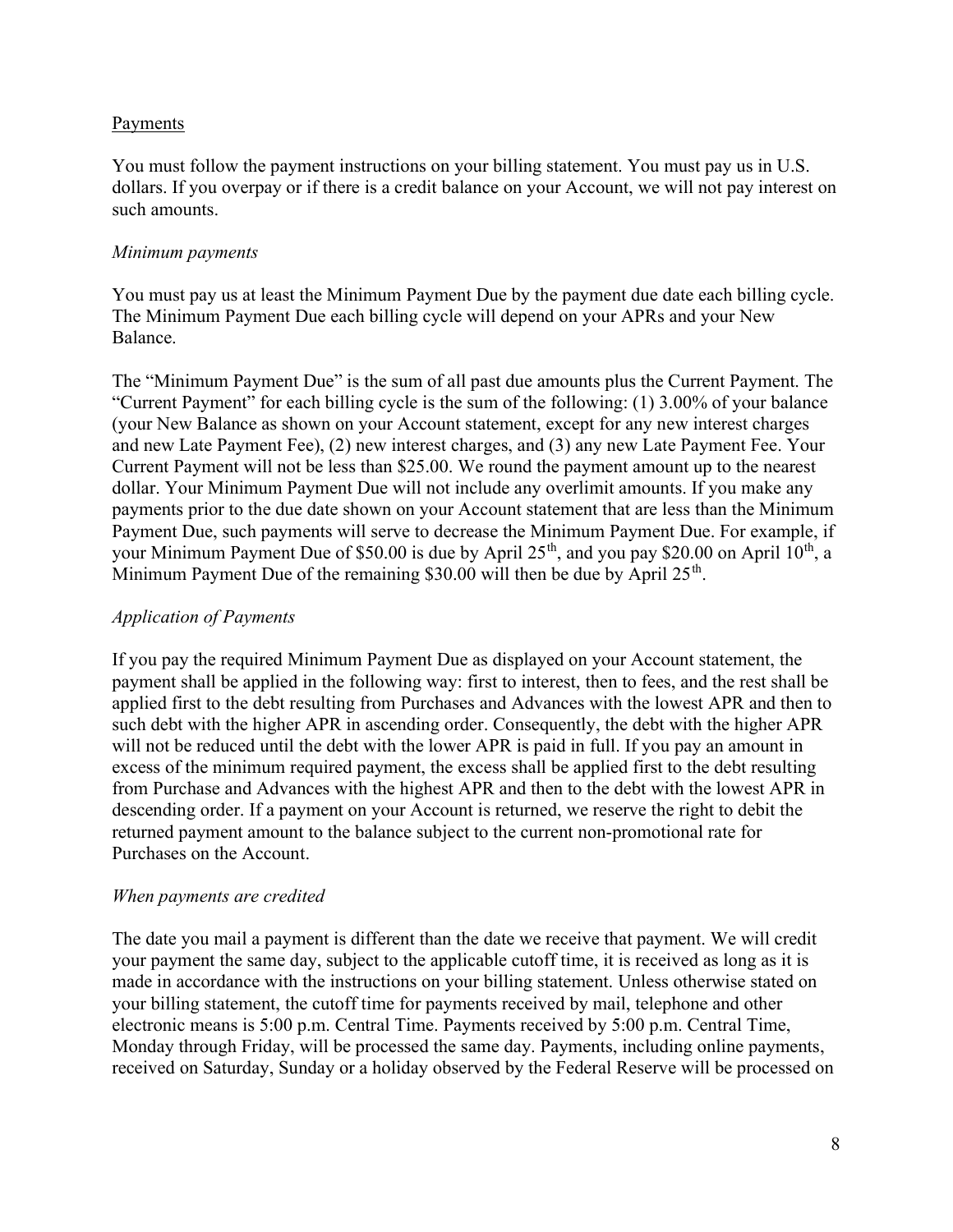## Payments

You must follow the payment instructions on your billing statement. You must pay us in U.S. dollars. If you overpay or if there is a credit balance on your Account, we will not pay interest on such amounts.

### *Minimum payments*

You must pay us at least the Minimum Payment Due by the payment due date each billing cycle. The Minimum Payment Due each billing cycle will depend on your APRs and your New Balance.

The "Minimum Payment Due" is the sum of all past due amounts plus the Current Payment. The "Current Payment" for each billing cycle is the sum of the following: (1) 3.00% of your balance (your New Balance as shown on your Account statement, except for any new interest charges and new Late Payment Fee), (2) new interest charges, and (3) any new Late Payment Fee. Your Current Payment will not be less than $25.00. We round the payment amount up to the nearest dollar. Your Minimum Payment Due will not include any overlimit amounts. If you make any payments prior to the due date shown on your Account statement that are less than the Minimum Payment Due, such payments will serve to decrease the Minimum Payment Due. For example, if your Minimum Payment Due of $50.00 is due by April 25th, and you pay $20.00 on April 10th, a Minimum Payment Due of the remaining $30.00 will then be due by April 25th.

### *Application of Payments*

If you pay the required Minimum Payment Due as displayed on your Account statement, the payment shall be applied in the following way: first to interest, then to fees, and the rest shall be applied first to the debt resulting from Purchases and Advances with the lowest APR and then to such debt with the higher APR in ascending order. Consequently, the debt with the higher APR will not be reduced until the debt with the lower APR is paid in full. If you pay an amount in excess of the minimum required payment, the excess shall be applied first to the debt resulting from Purchase and Advances with the highest APR and then to the debt with the lowest APR in descending order. If a payment on your Account is returned, we reserve the right to debit the returned payment amount to the balance subject to the current non-promotional rate for Purchases on the Account.

### *When payments are credited*

The date you mail a payment is different than the date we receive that payment. We will credit your payment the same day, subject to the applicable cutoff time, it is received as long as it is made in accordance with the instructions on your billing statement. Unless otherwise stated on your billing statement, the cutoff time for payments received by mail, telephone and other electronic means is 5:00 p.m. Central Time. Payments received by 5:00 p.m. Central Time, Monday through Friday, will be processed the same day. Payments, including online payments, received on Saturday, Sunday or a holiday observed by the Federal Reserve will be processed on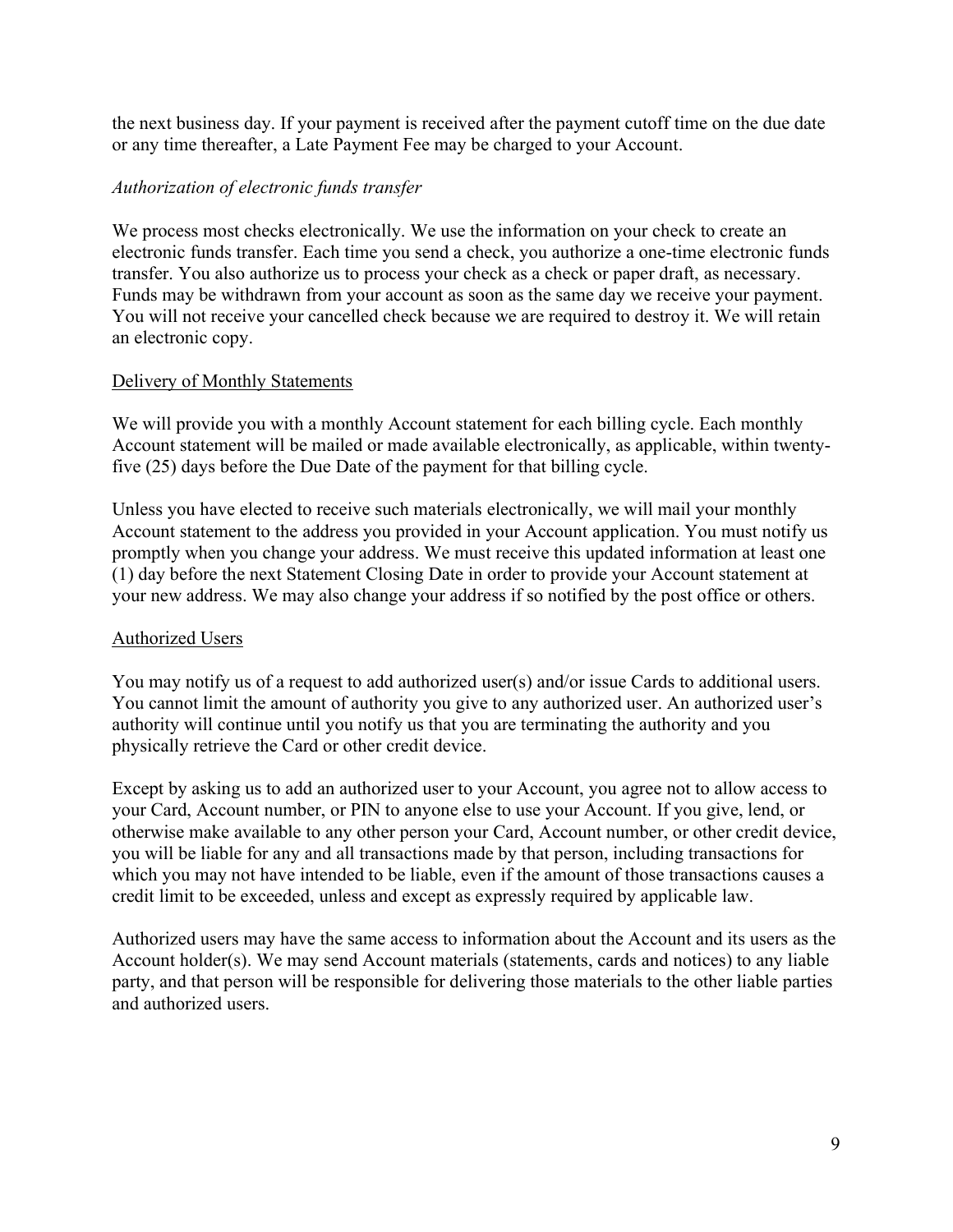the next business day. If your payment is received after the payment cutoff time on the due date or any time thereafter, a Late Payment Fee may be charged to your Account.

*Authorization of electronic funds transfer*

We process most checks electronically. We use the information on your check to create an electronic funds transfer. Each time you send a check, you authorize a one-time electronic funds transfer. You also authorize us to process your check as a check or paper draft, as necessary. Funds may be withdrawn from your account as soon as the same day we receive your payment. You will not receive your cancelled check because we are required to destroy it. We will retain an electronic copy.

<u>Delivery of Monthly Statements</u>

We will provide you with a monthly Account statement for each billing cycle. Each monthly Account statement will be mailed or made available electronically, as applicable, within twenty-five (25) days before the Due Date of the payment for that billing cycle.

Unless you have elected to receive such materials electronically, we will mail your monthly Account statement to the address you provided in your Account application. You must notify us promptly when you change your address. We must receive this updated information at least one (1) day before the next Statement Closing Date in order to provide your Account statement at your new address. We may also change your address if so notified by the post office or others.

<u>Authorized Users</u>

You may notify us of a request to add authorized user(s) and/or issue Cards to additional users. You cannot limit the amount of authority you give to any authorized user. An authorized user's authority will continue until you notify us that you are terminating the authority and you physically retrieve the Card or other credit device.

Except by asking us to add an authorized user to your Account, you agree not to allow access to your Card, Account number, or PIN to anyone else to use your Account. If you give, lend, or otherwise make available to any other person your Card, Account number, or other credit device, you will be liable for any and all transactions made by that person, including transactions for which you may not have intended to be liable, even if the amount of those transactions causes a credit limit to be exceeded, unless and except as expressly required by applicable law.

Authorized users may have the same access to information about the Account and its users as the Account holder(s). We may send Account materials (statements, cards and notices) to any liable party, and that person will be responsible for delivering those materials to the other liable parties and authorized users.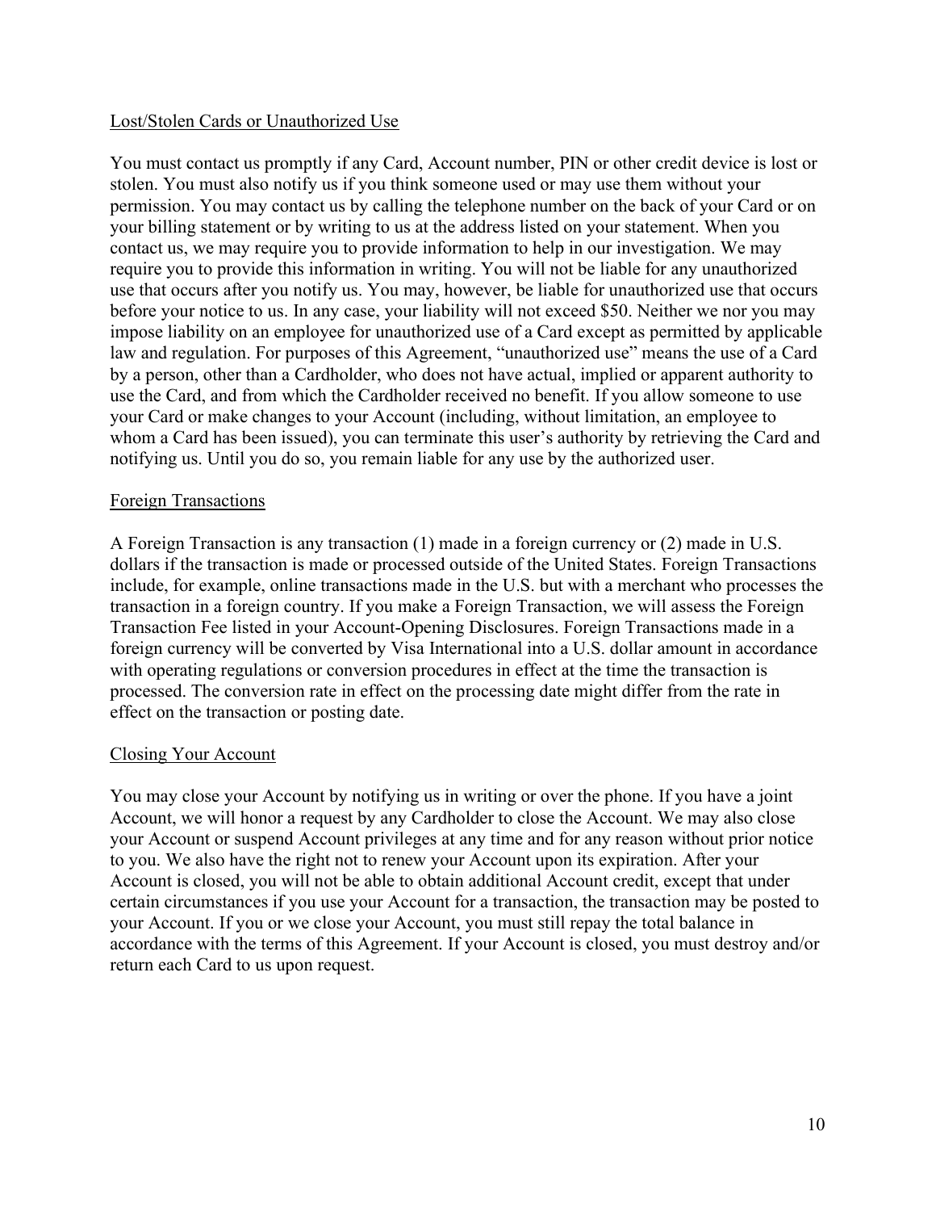## Lost/Stolen Cards or Unauthorized Use

You must contact us promptly if any Card, Account number, PIN or other credit device is lost or stolen. You must also notify us if you think someone used or may use them without your permission. You may contact us by calling the telephone number on the back of your Card or on your billing statement or by writing to us at the address listed on your statement. When you contact us, we may require you to provide information to help in our investigation. We may require you to provide this information in writing. You will not be liable for any unauthorized use that occurs after you notify us. You may, however, be liable for unauthorized use that occurs before your notice to us. In any case, your liability will not exceed $50. Neither we nor you may impose liability on an employee for unauthorized use of a Card except as permitted by applicable law and regulation. For purposes of this Agreement, "unauthorized use" means the use of a Card by a person, other than a Cardholder, who does not have actual, implied or apparent authority to use the Card, and from which the Cardholder received no benefit. If you allow someone to use your Card or make changes to your Account (including, without limitation, an employee to whom a Card has been issued), you can terminate this user's authority by retrieving the Card and notifying us. Until you do so, you remain liable for any use by the authorized user.

## Foreign Transactions

A Foreign Transaction is any transaction (1) made in a foreign currency or (2) made in U.S. dollars if the transaction is made or processed outside of the United States. Foreign Transactions include, for example, online transactions made in the U.S. but with a merchant who processes the transaction in a foreign country. If you make a Foreign Transaction, we will assess the Foreign Transaction Fee listed in your Account-Opening Disclosures. Foreign Transactions made in a foreign currency will be converted by Visa International into a U.S. dollar amount in accordance with operating regulations or conversion procedures in effect at the time the transaction is processed. The conversion rate in effect on the processing date might differ from the rate in effect on the transaction or posting date.

## Closing Your Account

You may close your Account by notifying us in writing or over the phone. If you have a joint Account, we will honor a request by any Cardholder to close the Account. We may also close your Account or suspend Account privileges at any time and for any reason without prior notice to you. We also have the right not to renew your Account upon its expiration. After your Account is closed, you will not be able to obtain additional Account credit, except that under certain circumstances if you use your Account for a transaction, the transaction may be posted to your Account. If you or we close your Account, you must still repay the total balance in accordance with the terms of this Agreement. If your Account is closed, you must destroy and/or return each Card to us upon request.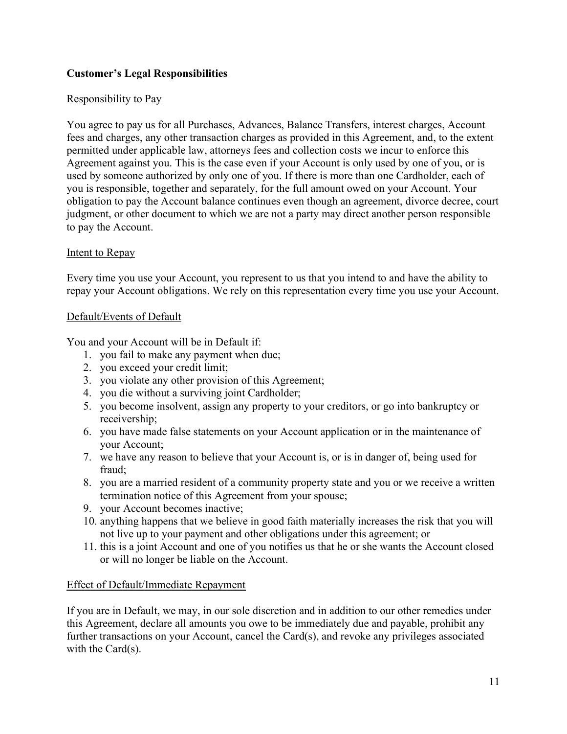## Customer's Legal Responsibilities

### Responsibility to Pay

You agree to pay us for all Purchases, Advances, Balance Transfers, interest charges, Account fees and charges, any other transaction charges as provided in this Agreement, and, to the extent permitted under applicable law, attorneys fees and collection costs we incur to enforce this Agreement against you. This is the case even if your Account is only used by one of you, or is used by someone authorized by only one of you. If there is more than one Cardholder, each of you is responsible, together and separately, for the full amount owed on your Account. Your obligation to pay the Account balance continues even though an agreement, divorce decree, court judgment, or other document to which we are not a party may direct another person responsible to pay the Account.

### Intent to Repay

Every time you use your Account, you represent to us that you intend to and have the ability to repay your Account obligations. We rely on this representation every time you use your Account.

### Default/Events of Default

You and your Account will be in Default if:

1. you fail to make any payment when due;
2. you exceed your credit limit;
3. you violate any other provision of this Agreement;
4. you die without a surviving joint Cardholder;
5. you become insolvent, assign any property to your creditors, or go into bankruptcy or receivership;
6. you have made false statements on your Account application or in the maintenance of your Account;
7. we have any reason to believe that your Account is, or is in danger of, being used for fraud;
8. you are a married resident of a community property state and you or we receive a written termination notice of this Agreement from your spouse;
9. your Account becomes inactive;
10. anything happens that we believe in good faith materially increases the risk that you will not live up to your payment and other obligations under this agreement; or
11. this is a joint Account and one of you notifies us that he or she wants the Account closed or will no longer be liable on the Account.

### Effect of Default/Immediate Repayment

If you are in Default, we may, in our sole discretion and in addition to our other remedies under this Agreement, declare all amounts you owe to be immediately due and payable, prohibit any further transactions on your Account, cancel the Card(s), and revoke any privileges associated with the Card(s).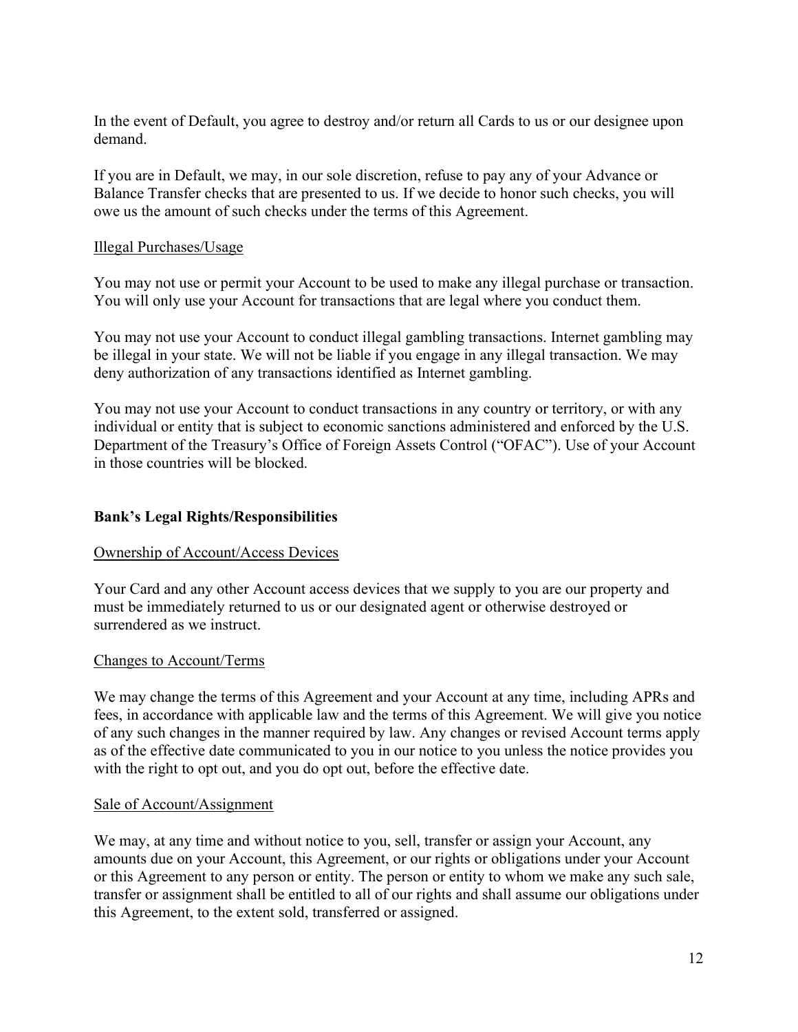In the event of Default, you agree to destroy and/or return all Cards to us or our designee upon demand.

If you are in Default, we may, in our sole discretion, refuse to pay any of your Advance or Balance Transfer checks that are presented to us. If we decide to honor such checks, you will owe us the amount of such checks under the terms of this Agreement.

### Illegal Purchases/Usage

You may not use or permit your Account to be used to make any illegal purchase or transaction. You will only use your Account for transactions that are legal where you conduct them.

You may not use your Account to conduct illegal gambling transactions. Internet gambling may be illegal in your state. We will not be liable if you engage in any illegal transaction. We may deny authorization of any transactions identified as Internet gambling.

You may not use your Account to conduct transactions in any country or territory, or with any individual or entity that is subject to economic sanctions administered and enforced by the U.S. Department of the Treasury's Office of Foreign Assets Control ("OFAC"). Use of your Account in those countries will be blocked.

## Bank's Legal Rights/Responsibilities

### Ownership of Account/Access Devices

Your Card and any other Account access devices that we supply to you are our property and must be immediately returned to us or our designated agent or otherwise destroyed or surrendered as we instruct.

### Changes to Account/Terms

We may change the terms of this Agreement and your Account at any time, including APRs and fees, in accordance with applicable law and the terms of this Agreement. We will give you notice of any such changes in the manner required by law. Any changes or revised Account terms apply as of the effective date communicated to you in our notice to you unless the notice provides you with the right to opt out, and you do opt out, before the effective date.

### Sale of Account/Assignment

We may, at any time and without notice to you, sell, transfer or assign your Account, any amounts due on your Account, this Agreement, or our rights or obligations under your Account or this Agreement to any person or entity. The person or entity to whom we make any such sale, transfer or assignment shall be entitled to all of our rights and shall assume our obligations under this Agreement, to the extent sold, transferred or assigned.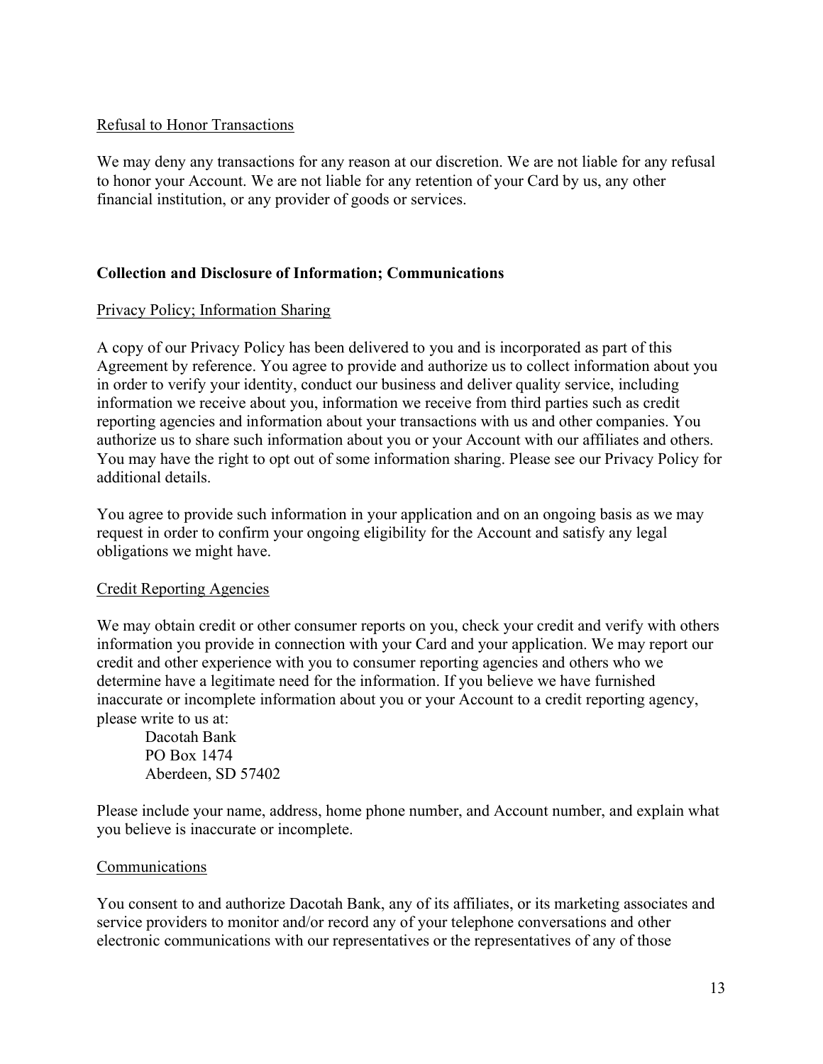Refusal to Honor Transactions

We may deny any transactions for any reason at our discretion. We are not liable for any refusal to honor your Account. We are not liable for any retention of your Card by us, any other financial institution, or any provider of goods or services.

## Collection and Disclosure of Information; Communications

Privacy Policy; Information Sharing

A copy of our Privacy Policy has been delivered to you and is incorporated as part of this Agreement by reference. You agree to provide and authorize us to collect information about you in order to verify your identity, conduct our business and deliver quality service, including information we receive about you, information we receive from third parties such as credit reporting agencies and information about your transactions with us and other companies. You authorize us to share such information about you or your Account with our affiliates and others. You may have the right to opt out of some information sharing. Please see our Privacy Policy for additional details.

You agree to provide such information in your application and on an ongoing basis as we may request in order to confirm your ongoing eligibility for the Account and satisfy any legal obligations we might have.

Credit Reporting Agencies

We may obtain credit or other consumer reports on you, check your credit and verify with others information you provide in connection with your Card and your application. We may report our credit and other experience with you to consumer reporting agencies and others who we determine have a legitimate need for the information. If you believe we have furnished inaccurate or incomplete information about you or your Account to a credit reporting agency, please write to us at:

Dacotah Bank
PO Box 1474
Aberdeen, SD 57402

Please include your name, address, home phone number, and Account number, and explain what you believe is inaccurate or incomplete.

Communications

You consent to and authorize Dacotah Bank, any of its affiliates, or its marketing associates and service providers to monitor and/or record any of your telephone conversations and other electronic communications with our representatives or the representatives of any of those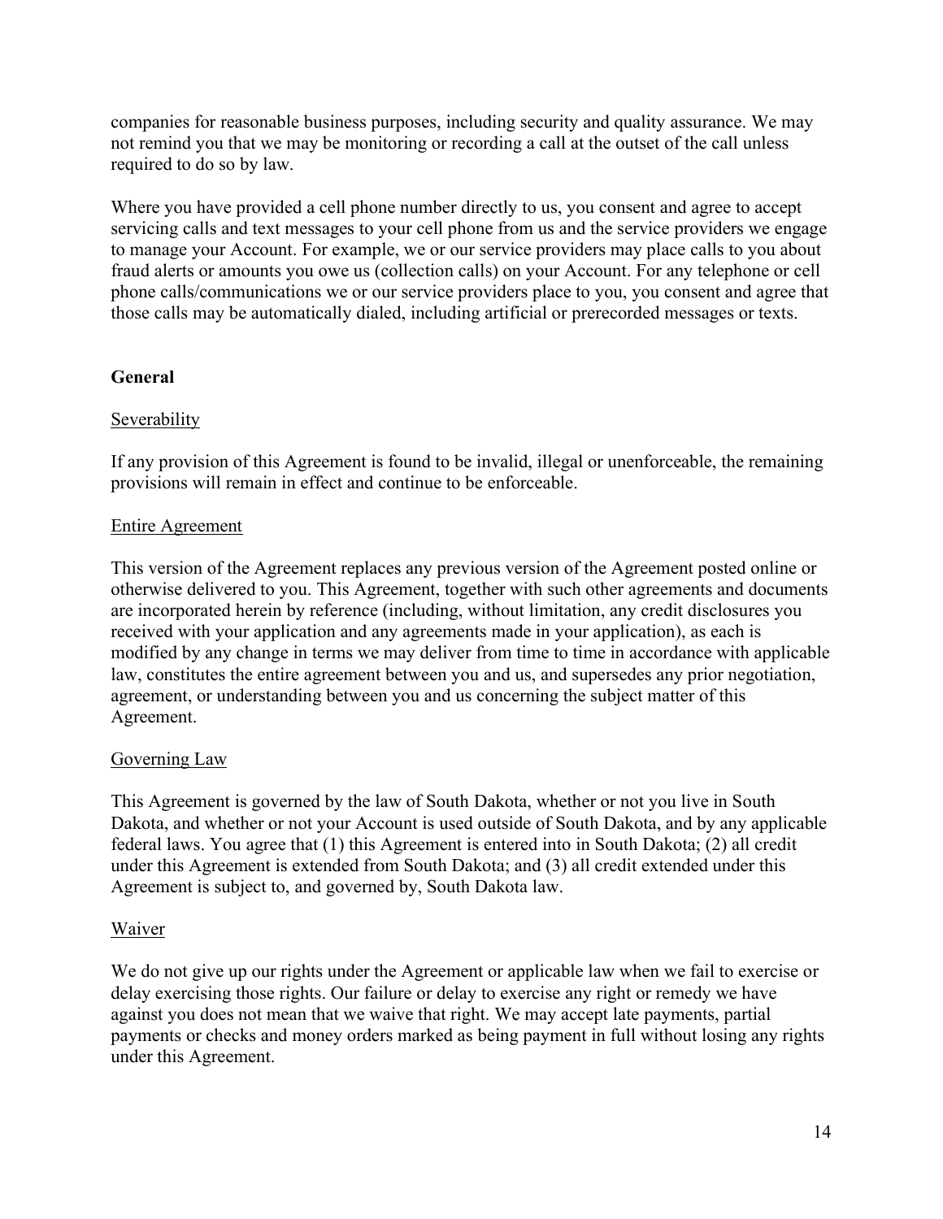companies for reasonable business purposes, including security and quality assurance. We may not remind you that we may be monitoring or recording a call at the outset of the call unless required to do so by law.

Where you have provided a cell phone number directly to us, you consent and agree to accept servicing calls and text messages to your cell phone from us and the service providers we engage to manage your Account. For example, we or our service providers may place calls to you about fraud alerts or amounts you owe us (collection calls) on your Account. For any telephone or cell phone calls/communications we or our service providers place to you, you consent and agree that those calls may be automatically dialed, including artificial or prerecorded messages or texts.

## General

### Severability

If any provision of this Agreement is found to be invalid, illegal or unenforceable, the remaining provisions will remain in effect and continue to be enforceable.

### Entire Agreement

This version of the Agreement replaces any previous version of the Agreement posted online or otherwise delivered to you. This Agreement, together with such other agreements and documents are incorporated herein by reference (including, without limitation, any credit disclosures you received with your application and any agreements made in your application), as each is modified by any change in terms we may deliver from time to time in accordance with applicable law, constitutes the entire agreement between you and us, and supersedes any prior negotiation, agreement, or understanding between you and us concerning the subject matter of this Agreement.

### Governing Law

This Agreement is governed by the law of South Dakota, whether or not you live in South Dakota, and whether or not your Account is used outside of South Dakota, and by any applicable federal laws. You agree that (1) this Agreement is entered into in South Dakota; (2) all credit under this Agreement is extended from South Dakota; and (3) all credit extended under this Agreement is subject to, and governed by, South Dakota law.

### Waiver

We do not give up our rights under the Agreement or applicable law when we fail to exercise or delay exercising those rights. Our failure or delay to exercise any right or remedy we have against you does not mean that we waive that right. We may accept late payments, partial payments or checks and money orders marked as being payment in full without losing any rights under this Agreement.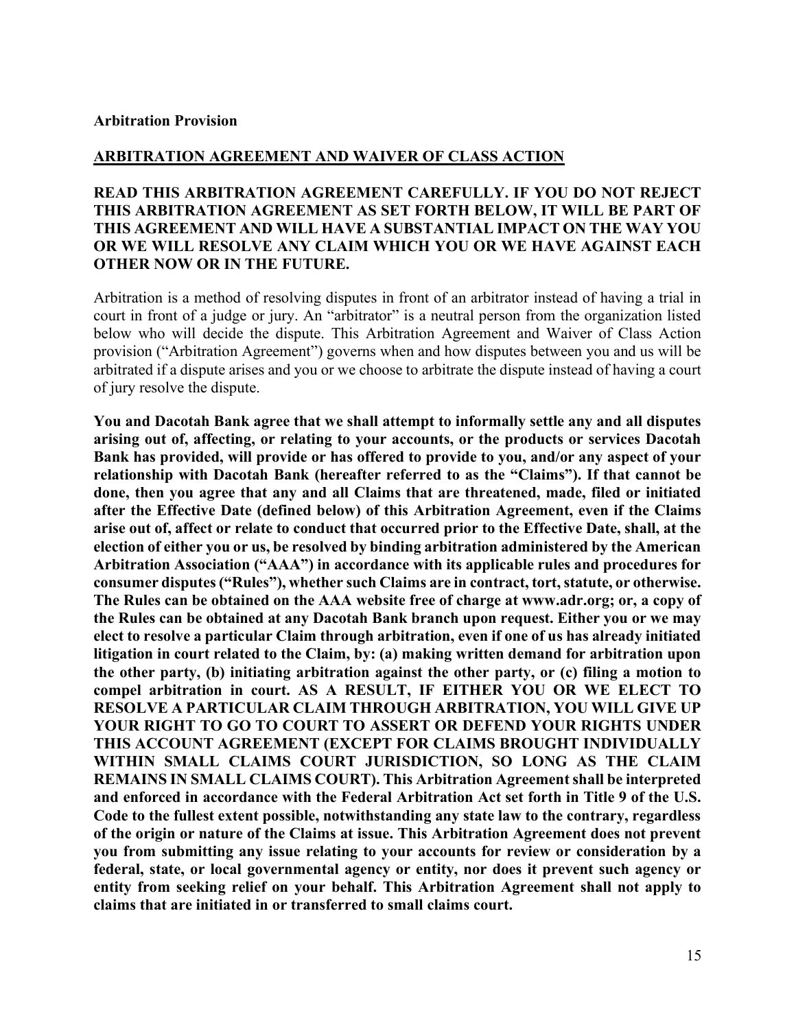**Arbitration Provision**

**<u>ARBITRATION AGREEMENT AND WAIVER OF CLASS ACTION</u>**

**READ THIS ARBITRATION AGREEMENT CAREFULLY. IF YOU DO NOT REJECT THIS ARBITRATION AGREEMENT AS SET FORTH BELOW, IT WILL BE PART OF THIS AGREEMENT AND WILL HAVE A SUBSTANTIAL IMPACT ON THE WAY YOU OR WE WILL RESOLVE ANY CLAIM WHICH YOU OR WE HAVE AGAINST EACH OTHER NOW OR IN THE FUTURE.**

Arbitration is a method of resolving disputes in front of an arbitrator instead of having a trial in court in front of a judge or jury. An "arbitrator" is a neutral person from the organization listed below who will decide the dispute. This Arbitration Agreement and Waiver of Class Action provision ("Arbitration Agreement") governs when and how disputes between you and us will be arbitrated if a dispute arises and you or we choose to arbitrate the dispute instead of having a court of jury resolve the dispute.

**You and Dacotah Bank agree that we shall attempt to informally settle any and all disputes arising out of, affecting, or relating to your accounts, or the products or services Dacotah Bank has provided, will provide or has offered to provide to you, and/or any aspect of your relationship with Dacotah Bank (hereafter referred to as the "Claims"). If that cannot be done, then you agree that any and all Claims that are threatened, made, filed or initiated after the Effective Date (defined below) of this Arbitration Agreement, even if the Claims arise out of, affect or relate to conduct that occurred prior to the Effective Date, shall, at the election of either you or us, be resolved by binding arbitration administered by the American Arbitration Association ("AAA") in accordance with its applicable rules and procedures for consumer disputes ("Rules"), whether such Claims are in contract, tort, statute, or otherwise. The Rules can be obtained on the AAA website free of charge at www.adr.org; or, a copy of the Rules can be obtained at any Dacotah Bank branch upon request. Either you or we may elect to resolve a particular Claim through arbitration, even if one of us has already initiated litigation in court related to the Claim, by: (a) making written demand for arbitration upon the other party, (b) initiating arbitration against the other party, or (c) filing a motion to compel arbitration in court. AS A RESULT, IF EITHER YOU OR WE ELECT TO RESOLVE A PARTICULAR CLAIM THROUGH ARBITRATION, YOU WILL GIVE UP YOUR RIGHT TO GO TO COURT TO ASSERT OR DEFEND YOUR RIGHTS UNDER THIS ACCOUNT AGREEMENT (EXCEPT FOR CLAIMS BROUGHT INDIVIDUALLY WITHIN SMALL CLAIMS COURT JURISDICTION, SO LONG AS THE CLAIM REMAINS IN SMALL CLAIMS COURT). This Arbitration Agreement shall be interpreted and enforced in accordance with the Federal Arbitration Act set forth in Title 9 of the U.S. Code to the fullest extent possible, notwithstanding any state law to the contrary, regardless of the origin or nature of the Claims at issue. This Arbitration Agreement does not prevent you from submitting any issue relating to your accounts for review or consideration by a federal, state, or local governmental agency or entity, nor does it prevent such agency or entity from seeking relief on your behalf. This Arbitration Agreement shall not apply to claims that are initiated in or transferred to small claims court.**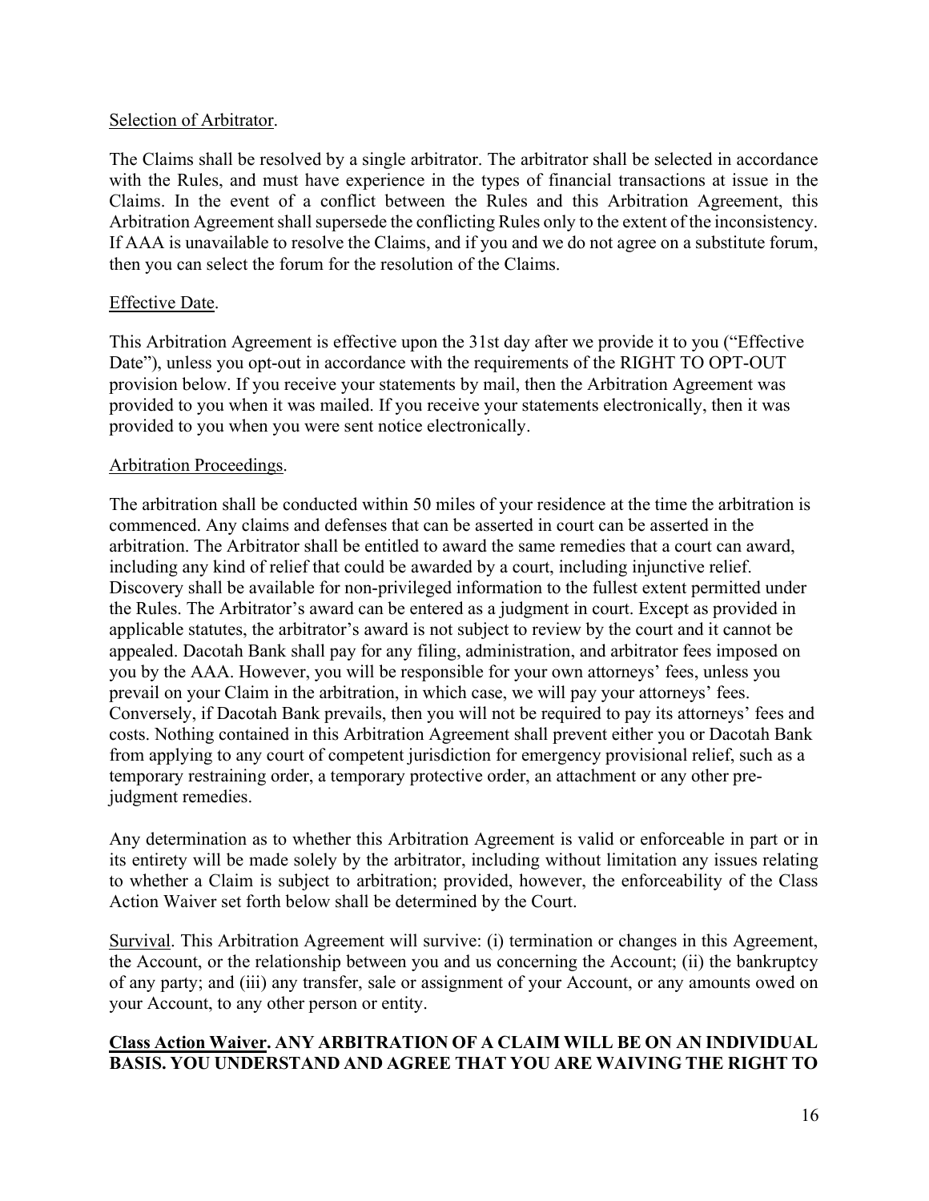Selection of Arbitrator.

The Claims shall be resolved by a single arbitrator. The arbitrator shall be selected in accordance with the Rules, and must have experience in the types of financial transactions at issue in the Claims. In the event of a conflict between the Rules and this Arbitration Agreement, this Arbitration Agreement shall supersede the conflicting Rules only to the extent of the inconsistency. If AAA is unavailable to resolve the Claims, and if you and we do not agree on a substitute forum, then you can select the forum for the resolution of the Claims.

Effective Date.

This Arbitration Agreement is effective upon the 31st day after we provide it to you ("Effective Date"), unless you opt-out in accordance with the requirements of the RIGHT TO OPT-OUT provision below. If you receive your statements by mail, then the Arbitration Agreement was provided to you when it was mailed. If you receive your statements electronically, then it was provided to you when you were sent notice electronically.

Arbitration Proceedings.

The arbitration shall be conducted within 50 miles of your residence at the time the arbitration is commenced. Any claims and defenses that can be asserted in court can be asserted in the arbitration. The Arbitrator shall be entitled to award the same remedies that a court can award, including any kind of relief that could be awarded by a court, including injunctive relief. Discovery shall be available for non-privileged information to the fullest extent permitted under the Rules. The Arbitrator's award can be entered as a judgment in court. Except as provided in applicable statutes, the arbitrator's award is not subject to review by the court and it cannot be appealed. Dacotah Bank shall pay for any filing, administration, and arbitrator fees imposed on you by the AAA. However, you will be responsible for your own attorneys' fees, unless you prevail on your Claim in the arbitration, in which case, we will pay your attorneys' fees. Conversely, if Dacotah Bank prevails, then you will not be required to pay its attorneys' fees and costs. Nothing contained in this Arbitration Agreement shall prevent either you or Dacotah Bank from applying to any court of competent jurisdiction for emergency provisional relief, such as a temporary restraining order, a temporary protective order, an attachment or any other pre-judgment remedies.

Any determination as to whether this Arbitration Agreement is valid or enforceable in part or in its entirety will be made solely by the arbitrator, including without limitation any issues relating to whether a Claim is subject to arbitration; provided, however, the enforceability of the Class Action Waiver set forth below shall be determined by the Court.

Survival. This Arbitration Agreement will survive: (i) termination or changes in this Agreement, the Account, or the relationship between you and us concerning the Account; (ii) the bankruptcy of any party; and (iii) any transfer, sale or assignment of your Account, or any amounts owed on your Account, to any other person or entity.

**Class Action Waiver. ANY ARBITRATION OF A CLAIM WILL BE ON AN INDIVIDUAL BASIS. YOU UNDERSTAND AND AGREE THAT YOU ARE WAIVING THE RIGHT TO**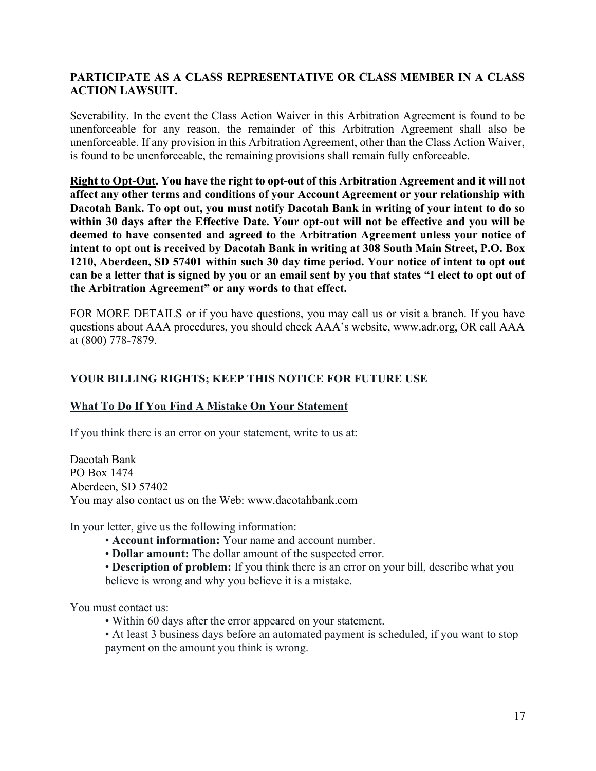**PARTICIPATE AS A CLASS REPRESENTATIVE OR CLASS MEMBER IN A CLASS ACTION LAWSUIT.**

Severability. In the event the Class Action Waiver in this Arbitration Agreement is found to be unenforceable for any reason, the remainder of this Arbitration Agreement shall also be unenforceable. If any provision in this Arbitration Agreement, other than the Class Action Waiver, is found to be unenforceable, the remaining provisions shall remain fully enforceable.

**Right to Opt-Out. You have the right to opt-out of this Arbitration Agreement and it will not affect any other terms and conditions of your Account Agreement or your relationship with Dacotah Bank. To opt out, you must notify Dacotah Bank in writing of your intent to do so within 30 days after the Effective Date. Your opt-out will not be effective and you will be deemed to have consented and agreed to the Arbitration Agreement unless your notice of intent to opt out is received by Dacotah Bank in writing at 308 South Main Street, P.O. Box 1210, Aberdeen, SD 57401 within such 30 day time period. Your notice of intent to opt out can be a letter that is signed by you or an email sent by you that states "I elect to opt out of the Arbitration Agreement" or any words to that effect.**

FOR MORE DETAILS or if you have questions, you may call us or visit a branch. If you have questions about AAA procedures, you should check AAA's website, www.adr.org, OR call AAA at (800) 778-7879.

## YOUR BILLING RIGHTS; KEEP THIS NOTICE FOR FUTURE USE

### What To Do If You Find A Mistake On Your Statement

If you think there is an error on your statement, write to us at:

Dacotah Bank
PO Box 1474
Aberdeen, SD 57402
You may also contact us on the Web: www.dacotahbank.com

In your letter, give us the following information:

- **Account information:** Your name and account number.
- **Dollar amount:** The dollar amount of the suspected error.
- **Description of problem:** If you think there is an error on your bill, describe what you believe is wrong and why you believe it is a mistake.

You must contact us:

- Within 60 days after the error appeared on your statement.
- At least 3 business days before an automated payment is scheduled, if you want to stop payment on the amount you think is wrong.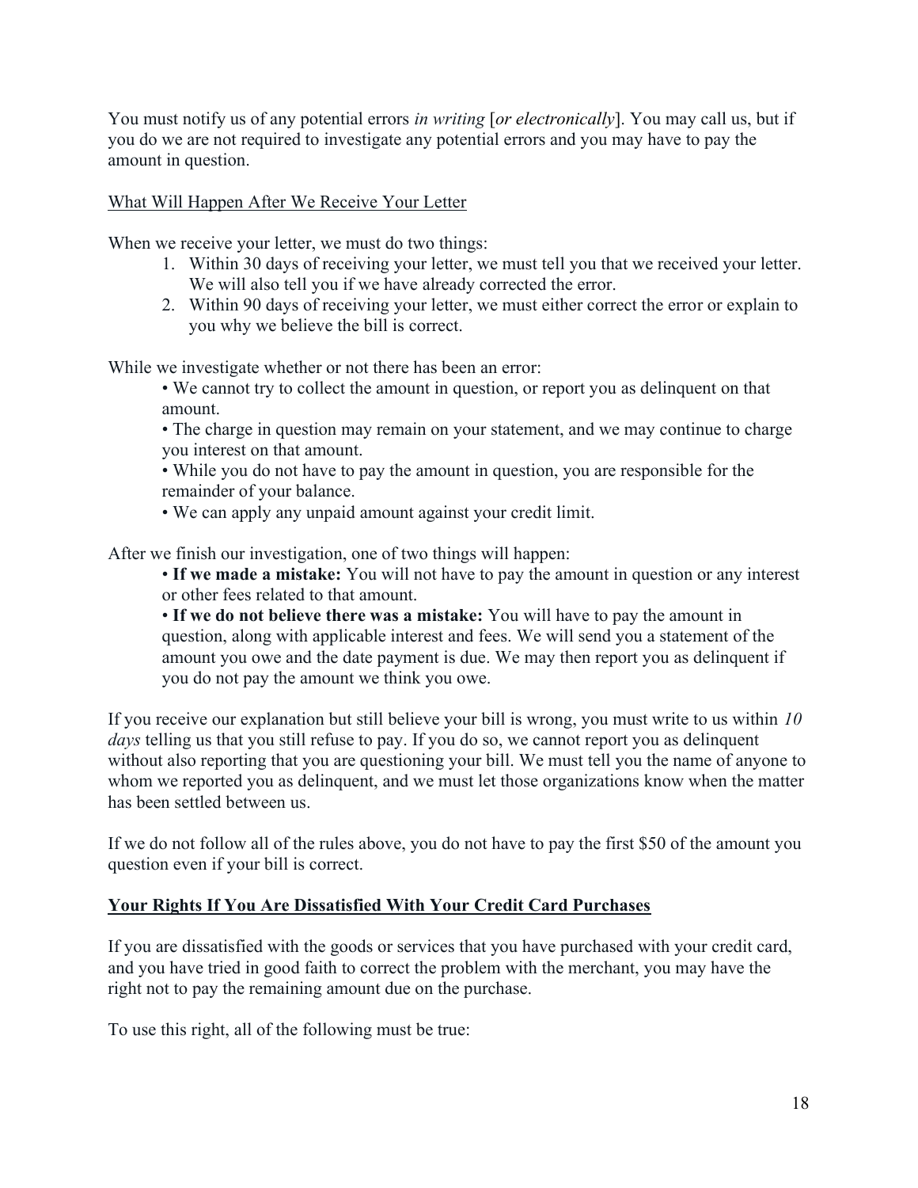You must notify us of any potential errors *in writing* [*or electronically*]. You may call us, but if you do we are not required to investigate any potential errors and you may have to pay the amount in question.

<u>What Will Happen After We Receive Your Letter</u>

When we receive your letter, we must do two things:

1. Within 30 days of receiving your letter, we must tell you that we received your letter. We will also tell you if we have already corrected the error.
2. Within 90 days of receiving your letter, we must either correct the error or explain to you why we believe the bill is correct.

While we investigate whether or not there has been an error:

- We cannot try to collect the amount in question, or report you as delinquent on that amount.
- The charge in question may remain on your statement, and we may continue to charge you interest on that amount.
- While you do not have to pay the amount in question, you are responsible for the remainder of your balance.
- We can apply any unpaid amount against your credit limit.

After we finish our investigation, one of two things will happen:

- **If we made a mistake:** You will not have to pay the amount in question or any interest or other fees related to that amount.
- **If we do not believe there was a mistake:** You will have to pay the amount in question, along with applicable interest and fees. We will send you a statement of the amount you owe and the date payment is due. We may then report you as delinquent if you do not pay the amount we think you owe.

If you receive our explanation but still believe your bill is wrong, you must write to us within *10 days* telling us that you still refuse to pay. If you do so, we cannot report you as delinquent without also reporting that you are questioning your bill. We must tell you the name of anyone to whom we reported you as delinquent, and we must let those organizations know when the matter has been settled between us.

If we do not follow all of the rules above, you do not have to pay the first $50 of the amount you question even if your bill is correct.

## <u>Your Rights If You Are Dissatisfied With Your Credit Card Purchases</u>

If you are dissatisfied with the goods or services that you have purchased with your credit card, and you have tried in good faith to correct the problem with the merchant, you may have the right not to pay the remaining amount due on the purchase.

To use this right, all of the following must be true: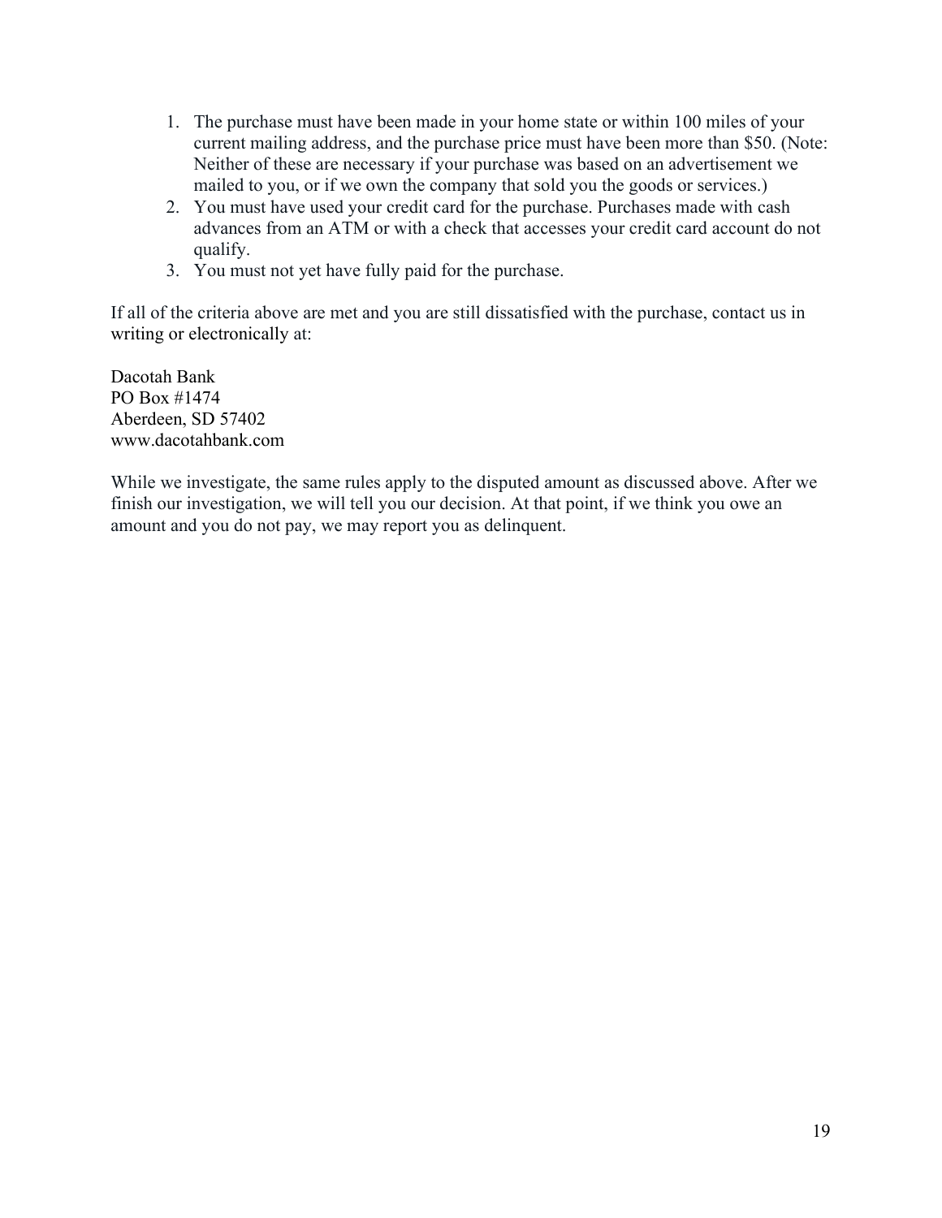1. The purchase must have been made in your home state or within 100 miles of your current mailing address, and the purchase price must have been more than $50. (Note: Neither of these are necessary if your purchase was based on an advertisement we mailed to you, or if we own the company that sold you the goods or services.)
2. You must have used your credit card for the purchase. Purchases made with cash advances from an ATM or with a check that accesses your credit card account do not qualify.
3. You must not yet have fully paid for the purchase.

If all of the criteria above are met and you are still dissatisfied with the purchase, contact us in writing or electronically at:

Dacotah Bank  
PO Box #1474  
Aberdeen, SD 57402  
www.dacotahbank.com

While we investigate, the same rules apply to the disputed amount as discussed above. After we finish our investigation, we will tell you our decision. At that point, if we think you owe an amount and you do not pay, we may report you as delinquent.